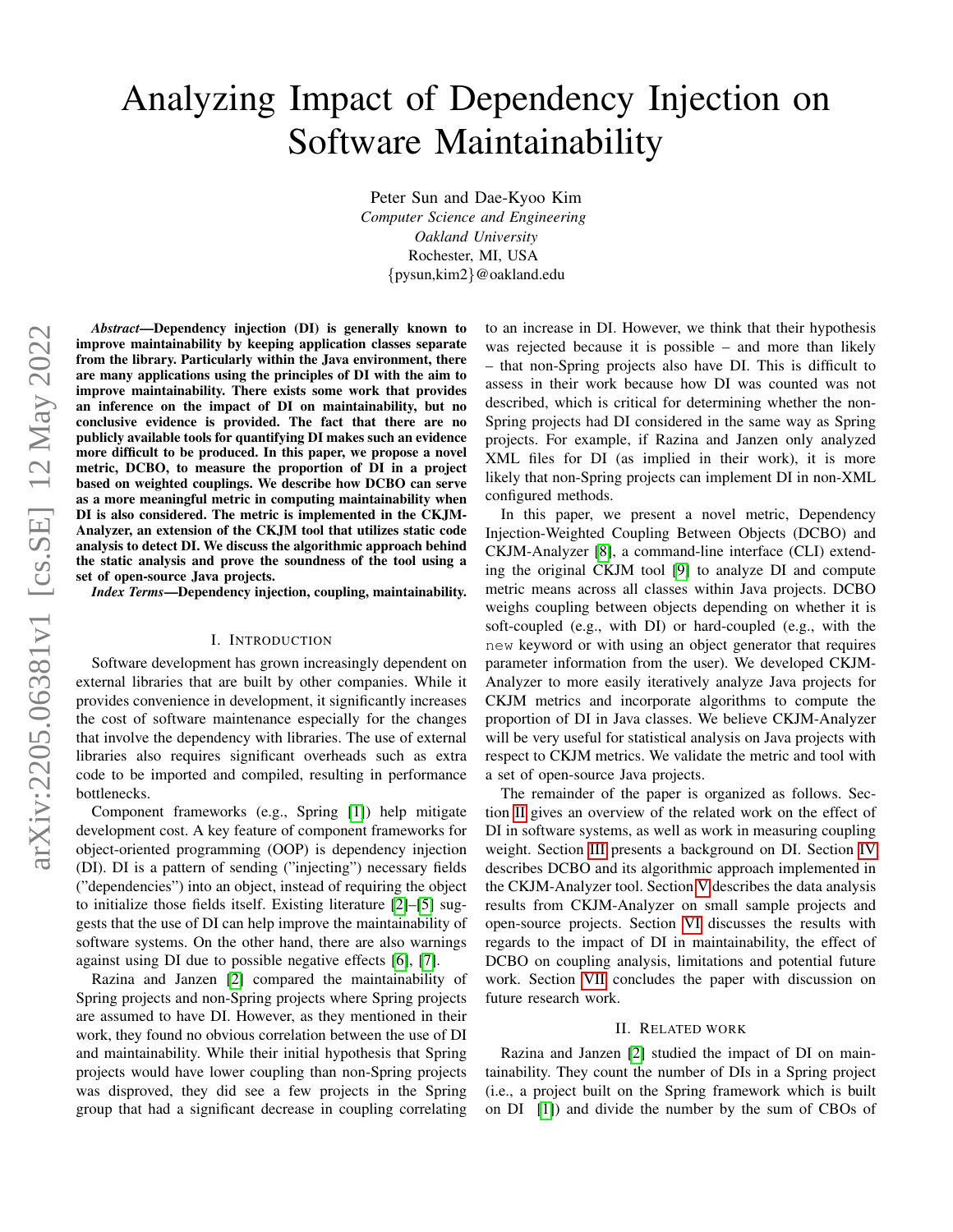# Analyzing Impact of Dependency Injection on Software Maintainability

Peter Sun and Dae-Kyoo Kim
*Computer Science and Engineering*
*Oakland University*
Rochester, MI, USA
{pysun,kim2}@oakland.edu

***Abstract*—Dependency injection (DI) is generally known to improve maintainability by keeping application classes separate from the library. Particularly within the Java environment, there are many applications using the principles of DI with the aim to improve maintainability. There exists some work that provides an inference on the impact of DI on maintainability, but no conclusive evidence is provided. The fact that there are no publicly available tools for quantifying DI makes such an evidence more difficult to be produced. In this paper, we propose a novel metric, DCBO, to measure the proportion of DI in a project based on weighted couplings. We describe how DCBO can serve as a more meaningful metric in computing maintainability when DI is also considered. The metric is implemented in the CKJM-Analyzer, an extension of the CKJM tool that utilizes static code analysis to detect DI. We discuss the algorithmic approach behind the static analysis and prove the soundness of the tool using a set of open-source Java projects.**

***Index Terms*—Dependency injection, coupling, maintainability.**

## I. Introduction

Software development has grown increasingly dependent on external libraries that are built by other companies. While it provides convenience in development, it significantly increases the cost of software maintenance especially for the changes that involve the dependency with libraries. The use of external libraries also requires significant overheads such as extra code to be imported and compiled, resulting in performance bottlenecks.

Component frameworks (e.g., Spring [1]) help mitigate development cost. A key feature of component frameworks for object-oriented programming (OOP) is dependency injection (DI). DI is a pattern of sending ("injecting") necessary fields ("dependencies") into an object, instead of requiring the object to initialize those fields itself. Existing literature [2]–[5] suggests that the use of DI can help improve the maintainability of software systems. On the other hand, there are also warnings against using DI due to possible negative effects [6], [7].

Razina and Janzen [2] compared the maintainability of Spring projects and non-Spring projects where Spring projects are assumed to have DI. However, as they mentioned in their work, they found no obvious correlation between the use of DI and maintainability. While their initial hypothesis that Spring projects would have lower coupling than non-Spring projects was disproved, they did see a few projects in the Spring group that had a significant decrease in coupling correlating to an increase in DI. However, we think that their hypothesis was rejected because it is possible – and more than likely – that non-Spring projects also have DI. This is difficult to assess in their work because how DI was counted was not described, which is critical for determining whether the non-Spring projects had DI considered in the same way as Spring projects. For example, if Razina and Janzen only analyzed XML files for DI (as implied in their work), it is more likely that non-Spring projects can implement DI in non-XML configured methods.

In this paper, we present a novel metric, Dependency Injection-Weighted Coupling Between Objects (DCBO) and CKJM-Analyzer [8], a command-line interface (CLI) extending the original CKJM tool [9] to analyze DI and compute metric means across all classes within Java projects. DCBO weighs coupling between objects depending on whether it is soft-coupled (e.g., with DI) or hard-coupled (e.g., with the `new` keyword or with using an object generator that requires parameter information from the user). We developed CKJM-Analyzer to more easily iteratively analyze Java projects for CKJM metrics and incorporate algorithms to compute the proportion of DI in Java classes. We believe CKJM-Analyzer will be very useful for statistical analysis on Java projects with respect to CKJM metrics. We validate the metric and tool with a set of open-source Java projects.

The remainder of the paper is organized as follows. Section II gives an overview of the related work on the effect of DI in software systems, as well as work in measuring coupling weight. Section III presents a background on DI. Section IV describes DCBO and its algorithmic approach implemented in the CKJM-Analyzer tool. Section V describes the data analysis results from CKJM-Analyzer on small sample projects and open-source projects. Section VI discusses the results with regards to the impact of DI in maintainability, the effect of DCBO on coupling analysis, limitations and potential future work. Section VII concludes the paper with discussion on future research work.

## II. Related work

Razina and Janzen [2] studied the impact of DI on maintainability. They count the number of DIs in a Spring project (i.e., a project built on the Spring framework which is built on DI [1]) and divide the number by the sum of CBOs of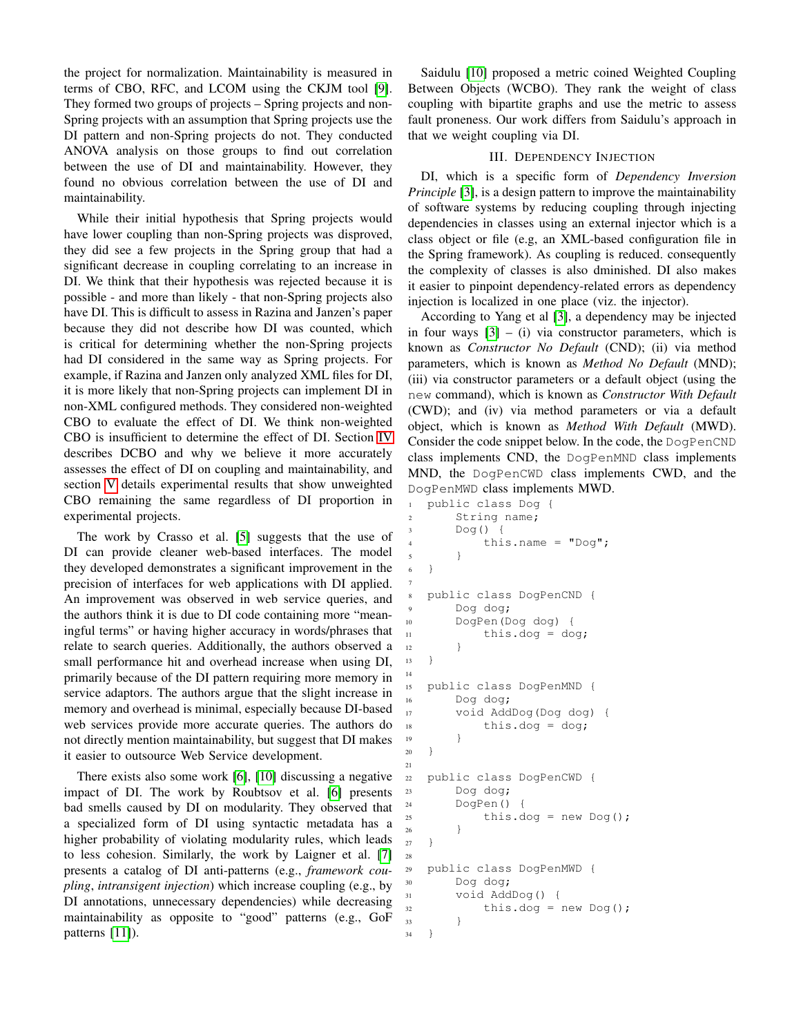the project for normalization. Maintainability is measured in terms of CBO, RFC, and LCOM using the CKJM tool [9]. They formed two groups of projects – Spring projects and non-Spring projects with an assumption that Spring projects use the DI pattern and non-Spring projects do not. They conducted ANOVA analysis on those groups to find out correlation between the use of DI and maintainability. However, they found no obvious correlation between the use of DI and maintainability.

While their initial hypothesis that Spring projects would have lower coupling than non-Spring projects was disproved, they did see a few projects in the Spring group that had a significant decrease in coupling correlating to an increase in DI. We think that their hypothesis was rejected because it is possible - and more than likely - that non-Spring projects also have DI. This is difficult to assess in Razina and Janzen's paper because they did not describe how DI was counted, which is critical for determining whether the non-Spring projects had DI considered in the same way as Spring projects. For example, if Razina and Janzen only analyzed XML files for DI, it is more likely that non-Spring projects can implement DI in non-XML configured methods. They considered non-weighted CBO to evaluate the effect of DI. We think non-weighted CBO is insufficient to determine the effect of DI. Section IV describes DCBO and why we believe it more accurately assesses the effect of DI on coupling and maintainability, and section V details experimental results that show unweighted CBO remaining the same regardless of DI proportion in experimental projects.

The work by Crasso et al. [5] suggests that the use of DI can provide cleaner web-based interfaces. The model they developed demonstrates a significant improvement in the precision of interfaces for web applications with DI applied. An improvement was observed in web service queries, and the authors think it is due to DI code containing more "meaningful terms" or having higher accuracy in words/phrases that relate to search queries. Additionally, the authors observed a small performance hit and overhead increase when using DI, primarily because of the DI pattern requiring more memory in service adaptors. The authors argue that the slight increase in memory and overhead is minimal, especially because DI-based web services provide more accurate queries. The authors do not directly mention maintainability, but suggest that DI makes it easier to outsource Web Service development.

There exists also some work [6], [10] discussing a negative impact of DI. The work by Roubtsov et al. [6] presents bad smells caused by DI on modularity. They observed that a specialized form of DI using syntactic metadata has a higher probability of violating modularity rules, which leads to less cohesion. Similarly, the work by Laigner et al. [7] presents a catalog of DI anti-patterns (e.g., *framework coupling*, *intransigent injection*) which increase coupling (e.g., by DI annotations, unnecessary dependencies) while decreasing maintainability as opposite to "good" patterns (e.g., GoF patterns [11]).

Saidulu [10] proposed a metric coined Weighted Coupling Between Objects (WCBO). They rank the weight of class coupling with bipartite graphs and use the metric to assess fault proneness. Our work differs from Saidulu's approach in that we weight coupling via DI.

## III. Dependency Injection

DI, which is a specific form of *Dependency Inversion Principle* [3], is a design pattern to improve the maintainability of software systems by reducing coupling through injecting dependencies in classes using an external injector which is a class object or file (e.g, an XML-based configuration file in the Spring framework). As coupling is reduced. consequently the complexity of classes is also dminished. DI also makes it easier to pinpoint dependency-related errors as dependency injection is localized in one place (viz. the injector).

According to Yang et al [3], a dependency may be injected in four ways [3] – (i) via constructor parameters, which is known as *Constructor No Default* (CND); (ii) via method parameters, which is known as *Method No Default* (MND); (iii) via constructor parameters or a default object (using the `new` command), which is known as *Constructor With Default* (CWD); and (iv) via method parameters or via a default object, which is known as *Method With Default* (MWD). Consider the code snippet below. In the code, the `DogPenCND` class implements CND, the `DogPenMND` class implements MND, the `DogPenCWD` class implements CWD, and the `DogPenMWD` class implements MWD.

```
1   public class Dog {
2       String name;
3       Dog() {
4           this.name = "Dog";
5       }
6   }
7
8   public class DogPenCND {
9       Dog dog;
10      DogPen(Dog dog) {
11          this.dog = dog;
12      }
13  }
14
15  public class DogPenMND {
16      Dog dog;
17      void AddDog(Dog dog) {
18          this.dog = dog;
19      }
20  }
21
22  public class DogPenCWD {
23      Dog dog;
24      DogPen() {
25          this.dog = new Dog();
26      }
27  }
28
29  public class DogPenMWD {
30      Dog dog;
31      void AddDog() {
32          this.dog = new Dog();
33      }
34  }
```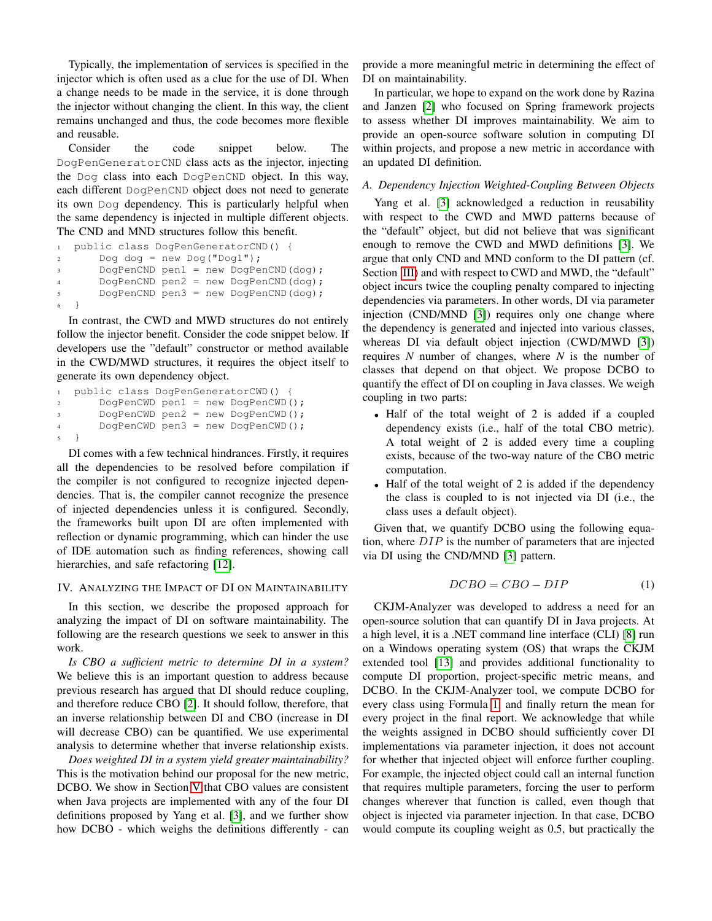Typically, the implementation of services is specified in the injector which is often used as a clue for the use of DI. When a change needs to be made in the service, it is done through the injector without changing the client. In this way, the client remains unchanged and thus, the code becomes more flexible and reusable.

Consider the code snippet below. The `DogPenGeneratorCND` class acts as the injector, injecting the `Dog` class into each `DogPenCND` object. In this way, each different `DogPenCND` object does not need to generate its own `Dog` dependency. This is particularly helpful when the same dependency is injected in multiple different objects. The CND and MND structures follow this benefit.

```
public class DogPenGeneratorCND() {
    Dog dog = new Dog("Dog1");
    DogPenCND pen1 = new DogPenCND(dog);
    DogPenCND pen2 = new DogPenCND(dog);
    DogPenCND pen3 = new DogPenCND(dog);
}
```

In contrast, the CWD and MWD structures do not entirely follow the injector benefit. Consider the code snippet below. If developers use the "default" constructor or method available in the CWD/MWD structures, it requires the object itself to generate its own dependency object.

```
public class DogPenGeneratorCWD() {
    DogPenCWD pen1 = new DogPenCWD();
    DogPenCWD pen2 = new DogPenCWD();
    DogPenCWD pen3 = new DogPenCWD();
}
```

DI comes with a few technical hindrances. Firstly, it requires all the dependencies to be resolved before compilation if the compiler is not configured to recognize injected dependencies. That is, the compiler cannot recognize the presence of injected dependencies unless it is configured. Secondly, the frameworks built upon DI are often implemented with reflection or dynamic programming, which can hinder the use of IDE automation such as finding references, showing call hierarchies, and safe refactoring [12].

## IV. Analyzing the Impact of DI on Maintainability

In this section, we describe the proposed approach for analyzing the impact of DI on software maintainability. The following are the research questions we seek to answer in this work.

*Is CBO a sufficient metric to determine DI in a system?* We believe this is an important question to address because previous research has argued that DI should reduce coupling, and therefore reduce CBO [2]. It should follow, therefore, that an inverse relationship between DI and CBO (increase in DI will decrease CBO) can be quantified. We use experimental analysis to determine whether that inverse relationship exists.

*Does weighted DI in a system yield greater maintainability?* This is the motivation behind our proposal for the new metric, DCBO. We show in Section V that CBO values are consistent when Java projects are implemented with any of the four DI definitions proposed by Yang et al. [3], and we further show how DCBO - which weighs the definitions differently - can provide a more meaningful metric in determining the effect of DI on maintainability.

In particular, we hope to expand on the work done by Razina and Janzen [2] who focused on Spring framework projects to assess whether DI improves maintainability. We aim to provide an open-source software solution in computing DI within projects, and propose a new metric in accordance with an updated DI definition.

### A. Dependency Injection Weighted-Coupling Between Objects

Yang et al. [3] acknowledged a reduction in reusability with respect to the CWD and MWD patterns because of the "default" object, but did not believe that was significant enough to remove the CWD and MWD definitions [3]. We argue that only CND and MND conform to the DI pattern (cf. Section III) and with respect to CWD and MWD, the "default" object incurs twice the coupling penalty compared to injecting dependencies via parameters. In other words, DI via parameter injection (CND/MND [3]) requires only one change where the dependency is generated and injected into various classes, whereas DI via default object injection (CWD/MWD [3]) requires *N* number of changes, where *N* is the number of classes that depend on that object. We propose DCBO to quantify the effect of DI on coupling in Java classes. We weigh coupling in two parts:

- Half of the total weight of 2 is added if a coupled dependency exists (i.e., half of the total CBO metric). A total weight of 2 is added every time a coupling exists, because of the two-way nature of the CBO metric computation.
- Half of the total weight of 2 is added if the dependency the class is coupled to is not injected via DI (i.e., the class uses a default object).

Given that, we quantify DCBO using the following equation, where $DIP$ is the number of parameters that are injected via DI using the CND/MND [3] pattern.

$$DCBO = CBO - DIP \tag{1}$$

CKJM-Analyzer was developed to address a need for an open-source solution that can quantify DI in Java projects. At a high level, it is a .NET command line interface (CLI) [8] run on a Windows operating system (OS) that wraps the CKJM extended tool [13] and provides additional functionality to compute DI proportion, project-specific metric means, and DCBO. In the CKJM-Analyzer tool, we compute DCBO for every class using Formula 1 and finally return the mean for every project in the final report. We acknowledge that while the weights assigned in DCBO should sufficiently cover DI implementations via parameter injection, it does not account for whether that injected object will enforce further coupling. For example, the injected object could call an internal function that requires multiple parameters, forcing the user to perform changes wherever that function is called, even though that object is injected via parameter injection. In that case, DCBO would compute its coupling weight as 0.5, but practically the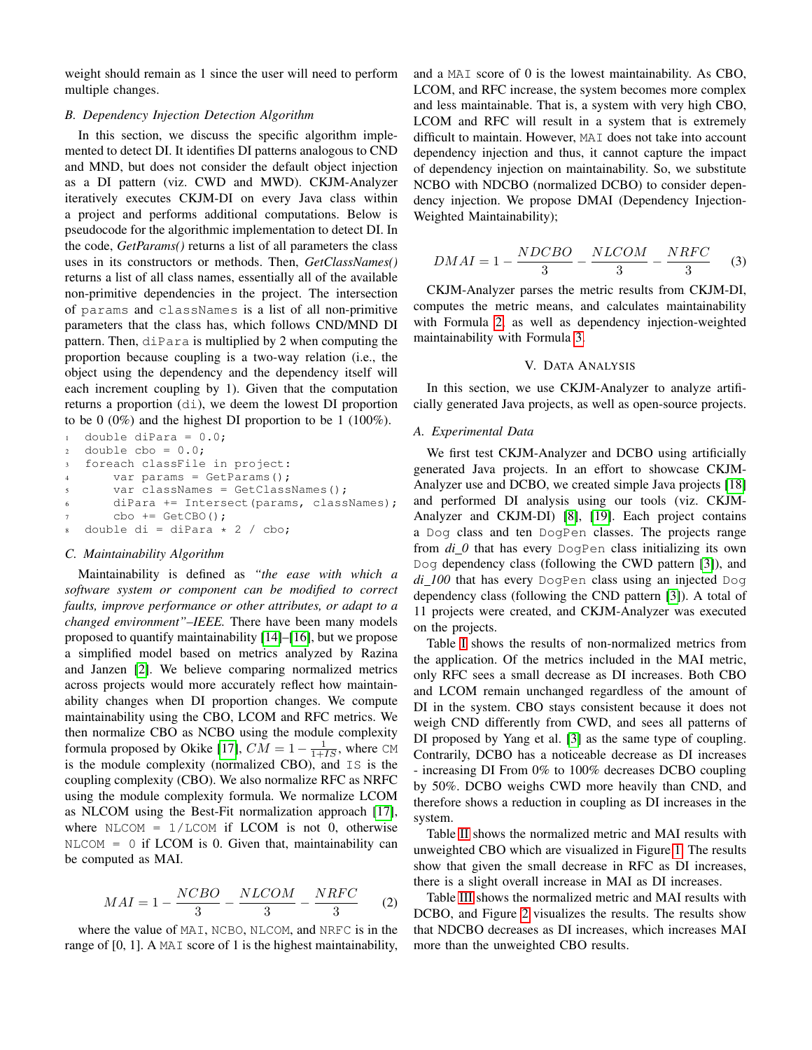weight should remain as 1 since the user will need to perform multiple changes.

### B. Dependency Injection Detection Algorithm

In this section, we discuss the specific algorithm implemented to detect DI. It identifies DI patterns analogous to CND and MND, but does not consider the default object injection as a DI pattern (viz. CWD and MWD). CKJM-Analyzer iteratively executes CKJM-DI on every Java class within a project and performs additional computations. Below is pseudocode for the algorithmic implementation to detect DI. In the code, *GetParams()* returns a list of all parameters the class uses in its constructors or methods. Then, *GetClassNames()* returns a list of all class names, essentially all of the available non-primitive dependencies in the project. The intersection of `params` and `classNames` is a list of all non-primitive parameters that the class has, which follows CND/MND DI pattern. Then, `diPara` is multiplied by 2 when computing the proportion because coupling is a two-way relation (i.e., the object using the dependency and the dependency itself will each increment coupling by 1). Given that the computation returns a proportion (`di`), we deem the lowest DI proportion to be 0 (0%) and the highest DI proportion to be 1 (100%).

```
1  double diPara = 0.0;
2  double cbo = 0.0;
3  foreach classFile in project:
4      var params = GetParams();
5      var classNames = GetClassNames();
6      diPara += Intersect(params, classNames);
7      cbo += GetCBO();
8  double di = diPara * 2 / cbo;
```

### C. Maintainability Algorithm

Maintainability is defined as *"the ease with which a software system or component can be modified to correct faults, improve performance or other attributes, or adapt to a changed environment"–IEEE.* There have been many models proposed to quantify maintainability [14]–[16], but we propose a simplified model based on metrics analyzed by Razina and Janzen [2]. We believe comparing normalized metrics across projects would more accurately reflect how maintainability changes when DI proportion changes. We compute maintainability using the CBO, LCOM and RFC metrics. We then normalize CBO as NCBO using the module complexity formula proposed by Okike [17], $CM = 1 - \frac{1}{1+IS}$, where `CM` is the module complexity (normalized CBO), and `IS` is the coupling complexity (CBO). We also normalize RFC as NRFC using the module complexity formula. We normalize LCOM as NLCOM using the Best-Fit normalization approach [17], where `NLCOM = 1/LCOM` if LCOM is not 0, otherwise `NLCOM = 0` if LCOM is 0. Given that, maintainability can be computed as MAI.

$$MAI = 1 - \frac{NCBO}{3} - \frac{NLCOM}{3} - \frac{NRFC}{3} \tag{2}$$

where the value of `MAI`, `NCBO`, `NLCOM`, and `NRFC` is in the range of [0, 1]. A `MAI` score of 1 is the highest maintainability, and a `MAI` score of 0 is the lowest maintainability. As CBO, LCOM, and RFC increase, the system becomes more complex and less maintainable. That is, a system with very high CBO, LCOM and RFC will result in a system that is extremely difficult to maintain. However, `MAI` does not take into account dependency injection and thus, it cannot capture the impact of dependency injection on maintainability. So, we substitute NCBO with NDCBO (normalized DCBO) to consider dependency injection. We propose DMAI (Dependency Injection-Weighted Maintainability);

$$DMAI = 1 - \frac{NDCBO}{3} - \frac{NLCOM}{3} - \frac{NRFC}{3} \tag{3}$$

CKJM-Analyzer parses the metric results from CKJM-DI, computes the metric means, and calculates maintainability with Formula 2, as well as dependency injection-weighted maintainability with Formula 3.

## V. Data Analysis

In this section, we use CKJM-Analyzer to analyze artificially generated Java projects, as well as open-source projects.

### A. Experimental Data

We first test CKJM-Analyzer and DCBO using artificially generated Java projects. In an effort to showcase CKJM-Analyzer use and DCBO, we created simple Java projects [18] and performed DI analysis using our tools (viz. CKJM-Analyzer and CKJM-DI) [8], [19]. Each project contains a `Dog` class and ten `DogPen` classes. The projects range from *di_0* that has every `DogPen` class initializing its own `Dog` dependency class (following the CWD pattern [3]), and *di_100* that has every `DogPen` class using an injected `Dog` dependency class (following the CND pattern [3]). A total of 11 projects were created, and CKJM-Analyzer was executed on the projects.

Table I shows the results of non-normalized metrics from the application. Of the metrics included in the MAI metric, only RFC sees a small decrease as DI increases. Both CBO and LCOM remain unchanged regardless of the amount of DI in the system. CBO stays consistent because it does not weigh CND differently from CWD, and sees all patterns of DI proposed by Yang et al. [3] as the same type of coupling. Contrarily, DCBO has a noticeable decrease as DI increases - increasing DI From 0% to 100% decreases DCBO coupling by 50%. DCBO weighs CWD more heavily than CND, and therefore shows a reduction in coupling as DI increases in the system.

Table II shows the normalized metric and MAI results with unweighted CBO which are visualized in Figure 1. The results show that given the small decrease in RFC as DI increases, there is a slight overall increase in MAI as DI increases.

Table III shows the normalized metric and MAI results with DCBO, and Figure 2 visualizes the results. The results show that NDCBO decreases as DI increases, which increases MAI more than the unweighted CBO results.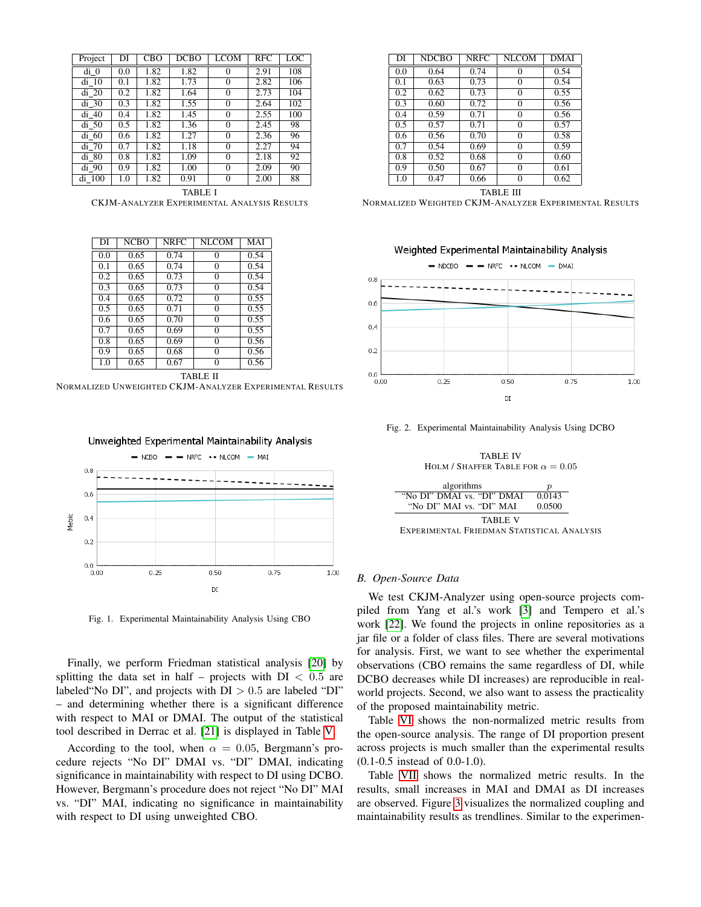| Project | DI | CBO | DCBO | LCOM | RFC | LOC |
|---|---|---|---|---|---|---|
| di_0 | 0.0 | 1.82 | 1.82 | 0 | 2.91 | 108 |
| di_10 | 0.1 | 1.82 | 1.73 | 0 | 2.82 | 106 |
| di_20 | 0.2 | 1.82 | 1.64 | 0 | 2.73 | 104 |
| di_30 | 0.3 | 1.82 | 1.55 | 0 | 2.64 | 102 |
| di_40 | 0.4 | 1.82 | 1.45 | 0 | 2.55 | 100 |
| di_50 | 0.5 | 1.82 | 1.36 | 0 | 2.45 | 98 |
| di_60 | 0.6 | 1.82 | 1.27 | 0 | 2.36 | 96 |
| di_70 | 0.7 | 1.82 | 1.18 | 0 | 2.27 | 94 |
| di_80 | 0.8 | 1.82 | 1.09 | 0 | 2.18 | 92 |
| di_90 | 0.9 | 1.82 | 1.00 | 0 | 2.09 | 90 |
| di_100 | 1.0 | 1.82 | 0.91 | 0 | 2.00 | 88 |

TABLE I
CKJM-Analyzer Experimental Analysis Results

| DI | NCBO | NRFC | NLCOM | MAI |
|---|---|---|---|---|
| 0.0 | 0.65 | 0.74 | 0 | 0.54 |
| 0.1 | 0.65 | 0.74 | 0 | 0.54 |
| 0.2 | 0.65 | 0.73 | 0 | 0.54 |
| 0.3 | 0.65 | 0.73 | 0 | 0.54 |
| 0.4 | 0.65 | 0.72 | 0 | 0.55 |
| 0.5 | 0.65 | 0.71 | 0 | 0.55 |
| 0.6 | 0.65 | 0.70 | 0 | 0.55 |
| 0.7 | 0.65 | 0.69 | 0 | 0.55 |
| 0.8 | 0.65 | 0.69 | 0 | 0.56 |
| 0.9 | 0.65 | 0.68 | 0 | 0.56 |
| 1.0 | 0.65 | 0.67 | 0 | 0.56 |

TABLE II
Normalized Unweighted CKJM-Analyzer Experimental Results

Fig. 1. Experimental Maintainability Analysis Using CBO

Finally, we perform Friedman statistical analysis [20] by splitting the data set in half – projects with DI $< 0.5$ are labeled"No DI", and projects with DI $> 0.5$ are labeled "DI" – and determining whether there is a significant difference with respect to MAI or DMAI. The output of the statistical tool described in Derrac et al. [21] is displayed in Table V.

According to the tool, when $\alpha = 0.05$, Bergmann's procedure rejects "No DI" DMAI vs. "DI" DMAI, indicating significance in maintainability with respect to DI using DCBO. However, Bergmann's procedure does not reject "No DI" MAI vs. "DI" MAI, indicating no significance in maintainability with respect to DI using unweighted CBO.

| DI | NDCBO | NRFC | NLCOM | DMAI |
|---|---|---|---|---|
| 0.0 | 0.64 | 0.74 | 0 | 0.54 |
| 0.1 | 0.63 | 0.73 | 0 | 0.54 |
| 0.2 | 0.62 | 0.73 | 0 | 0.55 |
| 0.3 | 0.60 | 0.72 | 0 | 0.56 |
| 0.4 | 0.59 | 0.71 | 0 | 0.56 |
| 0.5 | 0.57 | 0.71 | 0 | 0.57 |
| 0.6 | 0.56 | 0.70 | 0 | 0.58 |
| 0.7 | 0.54 | 0.69 | 0 | 0.59 |
| 0.8 | 0.52 | 0.68 | 0 | 0.60 |
| 0.9 | 0.50 | 0.67 | 0 | 0.61 |
| 1.0 | 0.47 | 0.66 | 0 | 0.62 |

TABLE III
Normalized Weighted CKJM-Analyzer Experimental Results

Fig. 2. Experimental Maintainability Analysis Using DCBO

TABLE IV
Holm / Shaffer Table for $\alpha = 0.05$

| algorithms | $p$ |
|---|---|
| "No DI" DMAI vs. "DI" DMAI | 0.0143 |
| "No DI" MAI vs. "DI" MAI | 0.0500 |

TABLE V
Experimental Friedman Statistical Analysis

### B. Open-Source Data

We test CKJM-Analyzer using open-source projects compiled from Yang et al.'s work [3] and Tempero et al.'s work [22]. We found the projects in online repositories as a jar file or a folder of class files. There are several motivations for analysis. First, we want to see whether the experimental observations (CBO remains the same regardless of DI, while DCBO decreases while DI increases) are reproducible in real-world projects. Second, we also want to assess the practicality of the proposed maintainability metric.

Table VI shows the non-normalized metric results from the open-source analysis. The range of DI proportion present across projects is much smaller than the experimental results (0.1-0.5 instead of 0.0-1.0).

Table VII shows the normalized metric results. In the results, small increases in MAI and DMAI as DI increases are observed. Figure 3 visualizes the normalized coupling and maintainability results as trendlines. Similar to the experimen-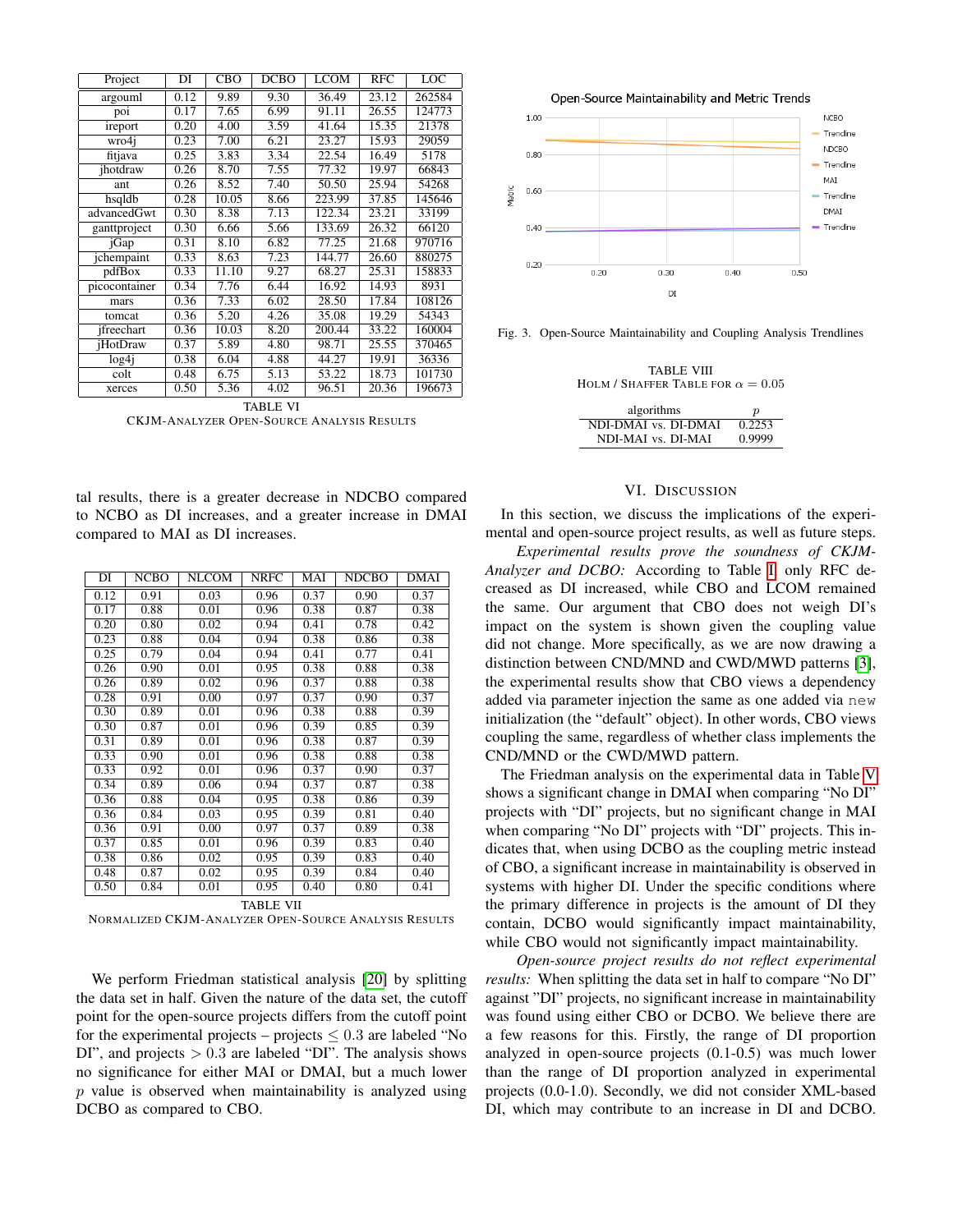| Project | DI | CBO | DCBO | LCOM | RFC | LOC |
|---|---|---|---|---|---|---|
| argouml | 0.12 | 9.89 | 9.30 | 36.49 | 23.12 | 262584 |
| poi | 0.17 | 7.65 | 6.99 | 91.11 | 26.55 | 124773 |
| ireport | 0.20 | 4.00 | 3.59 | 41.64 | 15.35 | 21378 |
| wro4j | 0.23 | 7.00 | 6.21 | 23.27 | 15.93 | 29059 |
| fitjava | 0.25 | 3.83 | 3.34 | 22.54 | 16.49 | 5178 |
| jhotdraw | 0.26 | 8.70 | 7.55 | 77.32 | 19.97 | 66843 |
| ant | 0.26 | 8.52 | 7.40 | 50.50 | 25.94 | 54268 |
| hsqldb | 0.28 | 10.05 | 8.66 | 223.99 | 37.85 | 145646 |
| advancedGwt | 0.30 | 8.38 | 7.13 | 122.34 | 23.21 | 33199 |
| ganttproject | 0.30 | 6.66 | 5.66 | 133.69 | 26.32 | 66120 |
| jGap | 0.31 | 8.10 | 6.82 | 77.25 | 21.68 | 970716 |
| jchempaint | 0.33 | 8.63 | 7.23 | 144.77 | 26.60 | 880275 |
| pdfBox | 0.33 | 11.10 | 9.27 | 68.27 | 25.31 | 158833 |
| picocontainer | 0.34 | 7.76 | 6.44 | 16.92 | 14.93 | 8931 |
| mars | 0.36 | 7.33 | 6.02 | 28.50 | 17.84 | 108126 |
| tomcat | 0.36 | 5.20 | 4.26 | 35.08 | 19.29 | 54343 |
| jfreechart | 0.36 | 10.03 | 8.20 | 200.44 | 33.22 | 160004 |
| jHotDraw | 0.37 | 5.89 | 4.80 | 98.71 | 25.55 | 370465 |
| log4j | 0.38 | 6.04 | 4.88 | 44.27 | 19.91 | 36336 |
| colt | 0.48 | 6.75 | 5.13 | 53.22 | 18.73 | 101730 |
| xerces | 0.50 | 5.36 | 4.02 | 96.51 | 20.36 | 196673 |

TABLE VI
CKJM-ANALYZER OPEN-SOURCE ANALYSIS RESULTS

tal results, there is a greater decrease in NDCBO compared to NCBO as DI increases, and a greater increase in DMAI compared to MAI as DI increases.

| DI | NCBO | NLCOM | NRFC | MAI | NDCBO | DMAI |
|---|---|---|---|---|---|---|
| 0.12 | 0.91 | 0.03 | 0.96 | 0.37 | 0.90 | 0.37 |
| 0.17 | 0.88 | 0.01 | 0.96 | 0.38 | 0.87 | 0.38 |
| 0.20 | 0.80 | 0.02 | 0.94 | 0.41 | 0.78 | 0.42 |
| 0.23 | 0.88 | 0.04 | 0.94 | 0.38 | 0.86 | 0.38 |
| 0.25 | 0.79 | 0.04 | 0.94 | 0.41 | 0.77 | 0.41 |
| 0.26 | 0.90 | 0.01 | 0.95 | 0.38 | 0.88 | 0.38 |
| 0.26 | 0.89 | 0.02 | 0.96 | 0.37 | 0.88 | 0.38 |
| 0.28 | 0.91 | 0.00 | 0.97 | 0.37 | 0.90 | 0.37 |
| 0.30 | 0.89 | 0.01 | 0.96 | 0.38 | 0.88 | 0.39 |
| 0.30 | 0.87 | 0.01 | 0.96 | 0.39 | 0.85 | 0.39 |
| 0.31 | 0.89 | 0.01 | 0.96 | 0.38 | 0.87 | 0.39 |
| 0.33 | 0.90 | 0.01 | 0.96 | 0.38 | 0.88 | 0.38 |
| 0.33 | 0.92 | 0.01 | 0.96 | 0.37 | 0.90 | 0.37 |
| 0.34 | 0.89 | 0.06 | 0.94 | 0.37 | 0.87 | 0.38 |
| 0.36 | 0.88 | 0.04 | 0.95 | 0.38 | 0.86 | 0.39 |
| 0.36 | 0.84 | 0.03 | 0.95 | 0.39 | 0.81 | 0.40 |
| 0.36 | 0.91 | 0.00 | 0.97 | 0.37 | 0.89 | 0.38 |
| 0.37 | 0.85 | 0.01 | 0.96 | 0.39 | 0.83 | 0.40 |
| 0.38 | 0.86 | 0.02 | 0.95 | 0.39 | 0.83 | 0.40 |
| 0.48 | 0.87 | 0.02 | 0.95 | 0.39 | 0.84 | 0.40 |
| 0.50 | 0.84 | 0.01 | 0.95 | 0.40 | 0.80 | 0.41 |

TABLE VII
NORMALIZED CKJM-ANALYZER OPEN-SOURCE ANALYSIS RESULTS

We perform Friedman statistical analysis [20] by splitting the data set in half. Given the nature of the data set, the cutoff point for the open-source projects differs from the cutoff point for the experimental projects – projects $\leq 0.3$ are labeled "No DI", and projects $> 0.3$ are labeled "DI". The analysis shows no significance for either MAI or DMAI, but a much lower $p$ value is observed when maintainability is analyzed using DCBO as compared to CBO.

Fig. 3. Open-Source Maintainability and Coupling Analysis Trendlines

TABLE VIII
HOLM / SHAFFER TABLE FOR $\alpha = 0.05$

| algorithms | $p$ |
|---|---|
| NDI-DMAI vs. DI-DMAI | 0.2253 |
| NDI-MAI vs. DI-MAI | 0.9999 |

## VI. DISCUSSION

In this section, we discuss the implications of the experimental and open-source project results, as well as future steps.

*Experimental results prove the soundness of CKJM-Analyzer and DCBO:* According to Table I, only RFC decreased as DI increased, while CBO and LCOM remained the same. Our argument that CBO does not weigh DI's impact on the system is shown given the coupling value did not change. More specifically, as we are now drawing a distinction between CND/MND and CWD/MWD patterns [3], the experimental results show that CBO views a dependency added via parameter injection the same as one added via `new` initialization (the "default" object). In other words, CBO views coupling the same, regardless of whether class implements the CND/MND or the CWD/MWD pattern.

The Friedman analysis on the experimental data in Table V shows a significant change in DMAI when comparing "No DI" projects with "DI" projects, but no significant change in MAI when comparing "No DI" projects with "DI" projects. This indicates that, when using DCBO as the coupling metric instead of CBO, a significant increase in maintainability is observed in systems with higher DI. Under the specific conditions where the primary difference in projects is the amount of DI they contain, DCBO would significantly impact maintainability, while CBO would not significantly impact maintainability.

*Open-source project results do not reflect experimental results:* When splitting the data set in half to compare "No DI" against "DI" projects, no significant increase in maintainability was found using either CBO or DCBO. We believe there are a few reasons for this. Firstly, the range of DI proportion analyzed in open-source projects (0.1-0.5) was much lower than the range of DI proportion analyzed in experimental projects (0.0-1.0). Secondly, we did not consider XML-based DI, which may contribute to an increase in DI and DCBO.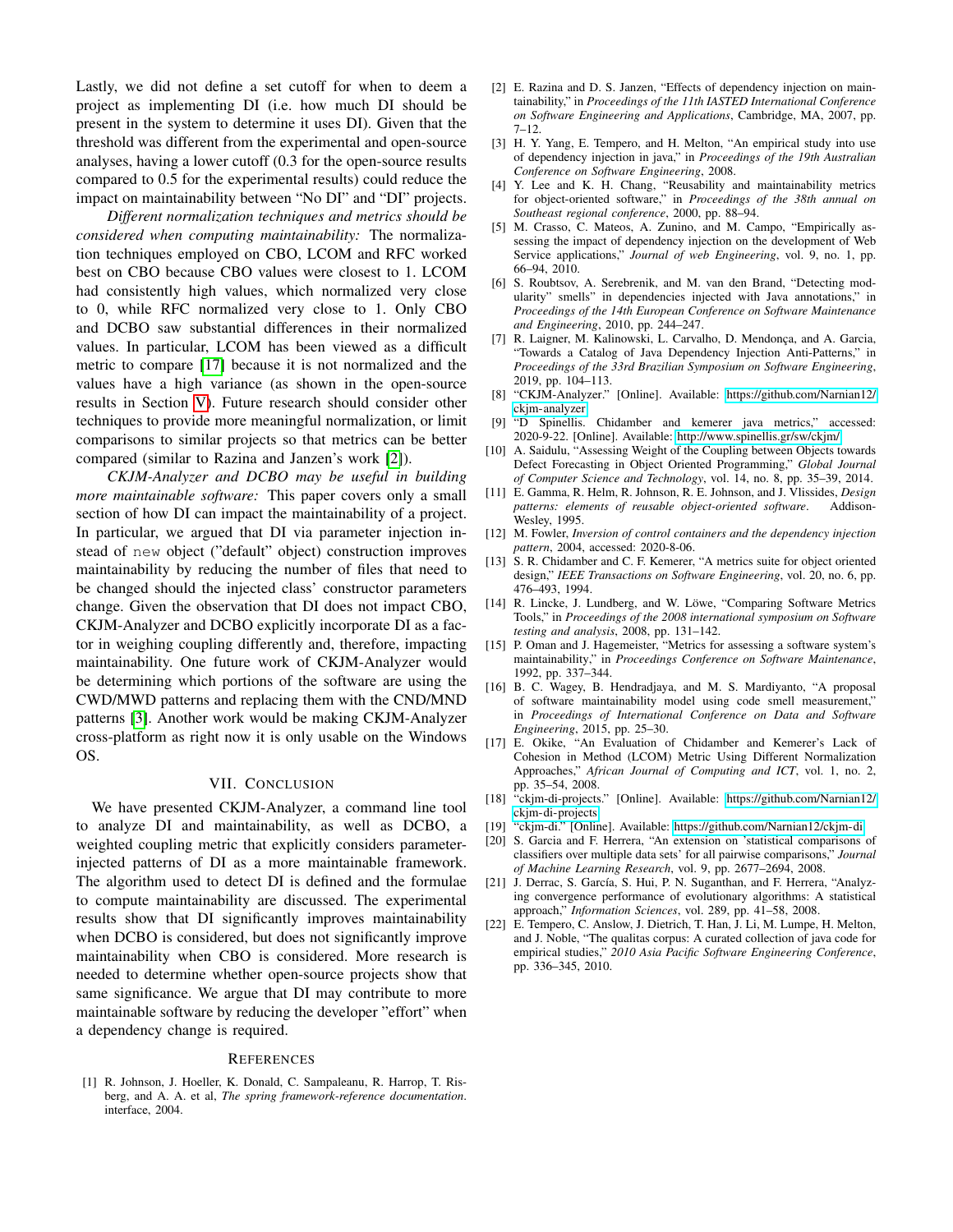Lastly, we did not define a set cutoff for when to deem a project as implementing DI (i.e. how much DI should be present in the system to determine it uses DI). Given that the threshold was different from the experimental and open-source analyses, having a lower cutoff (0.3 for the open-source results compared to 0.5 for the experimental results) could reduce the impact on maintainability between "No DI" and "DI" projects.

*Different normalization techniques and metrics should be considered when computing maintainability:* The normalization techniques employed on CBO, LCOM and RFC worked best on CBO because CBO values were closest to 1. LCOM had consistently high values, which normalized very close to 0, while RFC normalized very close to 1. Only CBO and DCBO saw substantial differences in their normalized values. In particular, LCOM has been viewed as a difficult metric to compare [17] because it is not normalized and the values have a high variance (as shown in the open-source results in Section V). Future research should consider other techniques to provide more meaningful normalization, or limit comparisons to similar projects so that metrics can be better compared (similar to Razina and Janzen's work [2]).

*CKJM-Analyzer and DCBO may be useful in building more maintainable software:* This paper covers only a small section of how DI can impact the maintainability of a project. In particular, we argued that DI via parameter injection instead of `new` object ("default" object) construction improves maintainability by reducing the number of files that need to be changed should the injected class' constructor parameters change. Given the observation that DI does not impact CBO, CKJM-Analyzer and DCBO explicitly incorporate DI as a factor in weighing coupling differently and, therefore, impacting maintainability. One future work of CKJM-Analyzer would be determining which portions of the software are using the CWD/MWD patterns and replacing them with the CND/MND patterns [3]. Another work would be making CKJM-Analyzer cross-platform as right now it is only usable on the Windows OS.

## VII. Conclusion

We have presented CKJM-Analyzer, a command line tool to analyze DI and maintainability, as well as DCBO, a weighted coupling metric that explicitly considers parameter-injected patterns of DI as a more maintainable framework. The algorithm used to detect DI is defined and the formulae to compute maintainability are discussed. The experimental results show that DI significantly improves maintainability when DCBO is considered, but does not significantly improve maintainability when CBO is considered. More research is needed to determine whether open-source projects show that same significance. We argue that DI may contribute to more maintainable software by reducing the developer "effort" when a dependency change is required.

## References

[1] R. Johnson, J. Hoeller, K. Donald, C. Sampaleanu, R. Harrop, T. Risberg, and A. A. et al, *The spring framework-reference documentation*. interface, 2004.

[2] E. Razina and D. S. Janzen, "Effects of dependency injection on maintainability," in *Proceedings of the 11th IASTED International Conference on Software Engineering and Applications*, Cambridge, MA, 2007, pp. 7–12.

[3] H. Y. Yang, E. Tempero, and H. Melton, "An empirical study into use of dependency injection in java," in *Proceedings of the 19th Australian Conference on Software Engineering*, 2008.

[4] Y. Lee and K. H. Chang, "Reusability and maintainability metrics for object-oriented software," in *Proceedings of the 38th annual on Southeast regional conference*, 2000, pp. 88–94.

[5] M. Crasso, C. Mateos, A. Zunino, and M. Campo, "Empirically assessing the impact of dependency injection on the development of Web Service applications," *Journal of web Engineering*, vol. 9, no. 1, pp. 66–94, 2010.

[6] S. Roubtsov, A. Serebrenik, and M. van den Brand, "Detecting modularity" smells" in dependencies injected with Java annotations," in *Proceedings of the 14th European Conference on Software Maintenance and Engineering*, 2010, pp. 244–247.

[7] R. Laigner, M. Kalinowski, L. Carvalho, D. Mendonça, and A. Garcia, "Towards a Catalog of Java Dependency Injection Anti-Patterns," in *Proceedings of the 33rd Brazilian Symposium on Software Engineering*, 2019, pp. 104–113.

[8] "CKJM-Analyzer." [Online]. Available: https://github.com/Narnian12/ckjm-analyzer

[9] "D Spinellis. Chidamber and kemerer java metrics," accessed: 2020-9-22. [Online]. Available: http://www.spinellis.gr/sw/ckjm/

[10] A. Saidulu, "Assessing Weight of the Coupling between Objects towards Defect Forecasting in Object Oriented Programming," *Global Journal of Computer Science and Technology*, vol. 14, no. 8, pp. 35–39, 2014.

[11] E. Gamma, R. Helm, R. Johnson, R. E. Johnson, and J. Vlissides, *Design patterns: elements of reusable object-oriented software*. Addison-Wesley, 1995.

[12] M. Fowler, *Inversion of control containers and the dependency injection pattern*, 2004, accessed: 2020-8-06.

[13] S. R. Chidamber and C. F. Kemerer, "A metrics suite for object oriented design," *IEEE Transactions on Software Engineering*, vol. 20, no. 6, pp. 476–493, 1994.

[14] R. Lincke, J. Lundberg, and W. Löwe, "Comparing Software Metrics Tools," in *Proceedings of the 2008 international symposium on Software testing and analysis*, 2008, pp. 131–142.

[15] P. Oman and J. Hagemeister, "Metrics for assessing a software system's maintainability," in *Proceedings Conference on Software Maintenance*, 1992, pp. 337–344.

[16] B. C. Wagey, B. Hendradjaya, and M. S. Mardiyanto, "A proposal of software maintainability model using code smell measurement," in *Proceedings of International Conference on Data and Software Engineering*, 2015, pp. 25–30.

[17] E. Okike, "An Evaluation of Chidamber and Kemerer's Lack of Cohesion in Method (LCOM) Metric Using Different Normalization Approaches," *African Journal of Computing and ICT*, vol. 1, no. 2, pp. 35–54, 2008.

[18] "ckjm-di-projects." [Online]. Available: https://github.com/Narnian12/ckjm-di-projects

[19] "ckjm-di." [Online]. Available: https://github.com/Narnian12/ckjm-di

[20] S. Garcia and F. Herrera, "An extension on 'statistical comparisons of classifiers over multiple data sets' for all pairwise comparisons," *Journal of Machine Learning Research*, vol. 9, pp. 2677–2694, 2008.

[21] J. Derrac, S. García, S. Hui, P. N. Suganthan, and F. Herrera, "Analyzing convergence performance of evolutionary algorithms: A statistical approach," *Information Sciences*, vol. 289, pp. 41–58, 2008.

[22] E. Tempero, C. Anslow, J. Dietrich, T. Han, J. Li, M. Lumpe, H. Melton, and J. Noble, "The qualitas corpus: A curated collection of java code for empirical studies," *2010 Asia Pacific Software Engineering Conference*, pp. 336–345, 2010.